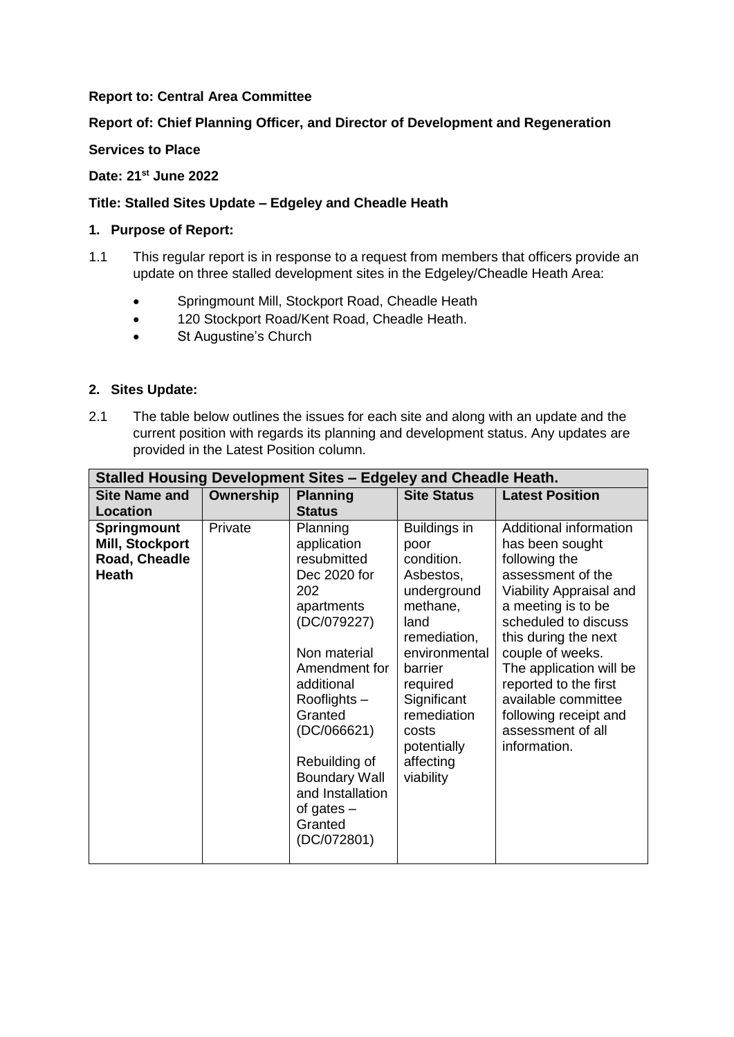**Report to: Central Area Committee**

**Report of: Chief Planning Officer, and Director of Development and Regeneration**

**Services to Place**

**Date: 21st June 2022**

**Title: Stalled Sites Update – Edgeley and Cheadle Heath**

**1. Purpose of Report:**

1.1 This regular report is in response to a request from members that officers provide an update on three stalled development sites in the Edgeley/Cheadle Heath Area:

- Springmount Mill, Stockport Road, Cheadle Heath
- 120 Stockport Road/Kent Road, Cheadle Heath.
- St Augustine's Church

**2. Sites Update:**

2.1 The table below outlines the issues for each site and along with an update and the current position with regards its planning and development status. Any updates are provided in the Latest Position column.

| **Stalled Housing Development Sites – Edgeley and Cheadle Heath.** | | | | |
|---|---|---|---|---|
| **Site Name and Location** | **Ownership** | **Planning Status** | **Site Status** | **Latest Position** |
| **Springmount Mill, Stockport Road, Cheadle Heath** | Private | Planning application resubmitted Dec 2020 for 202 apartments (DC/079227)<br><br>Non material Amendment for additional Rooflights – Granted (DC/066621)<br><br>Rebuilding of Boundary Wall and Installation of gates – Granted (DC/072801) | Buildings in poor condition. Asbestos, underground methane, land remediation, environmental barrier required Significant remediation costs potentially affecting viability | Additional information has been sought following the assessment of the Viability Appraisal and a meeting is to be scheduled to discuss this during the next couple of weeks. The application will be reported to the first available committee following receipt and assessment of all information. |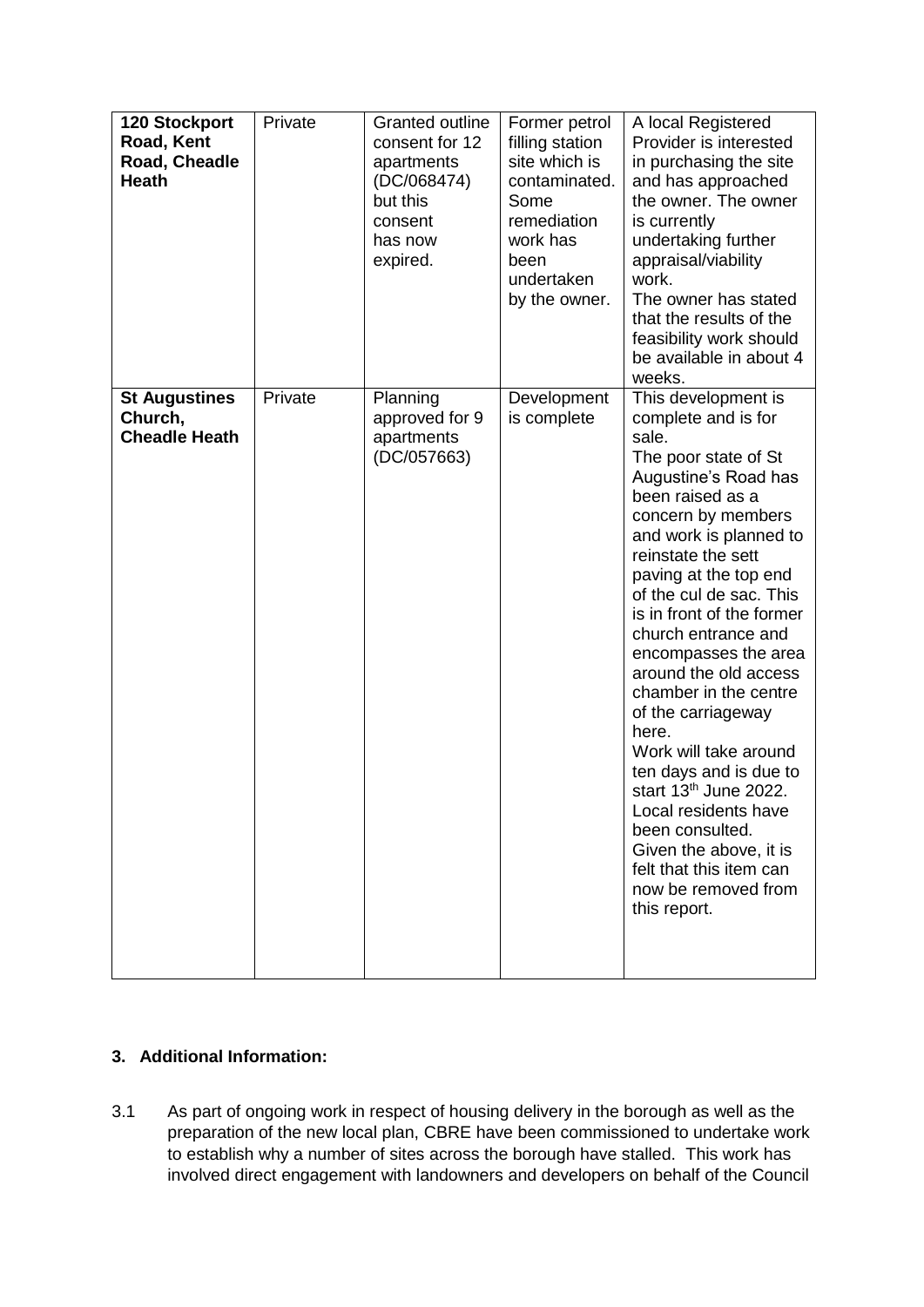| **120 Stockport Road, Kent Road, Cheadle Heath** | Private | Granted outline consent for 12 apartments (DC/068474) but this consent has now expired. | Former petrol filling station site which is contaminated. Some remediation work has been undertaken by the owner. | A local Registered Provider is interested in purchasing the site and has approached the owner. The owner is currently undertaking further appraisal/viability work. The owner has stated that the results of the feasibility work should be available in about 4 weeks. |
|---|---|---|---|---|
| **St Augustines Church, Cheadle Heath** | Private | Planning approved for 9 apartments (DC/057663) | Development is complete | This development is complete and is for sale. The poor state of St Augustine's Road has been raised as a concern by members and work is planned to reinstate the sett paving at the top end of the cul de sac. This is in front of the former church entrance and encompasses the area around the old access chamber in the centre of the carriageway here. Work will take around ten days and is due to start 13th June 2022. Local residents have been consulted. Given the above, it is felt that this item can now be removed from this report. |

### 3. Additional Information:

3.1 As part of ongoing work in respect of housing delivery in the borough as well as the preparation of the new local plan, CBRE have been commissioned to undertake work to establish why a number of sites across the borough have stalled. This work has involved direct engagement with landowners and developers on behalf of the Council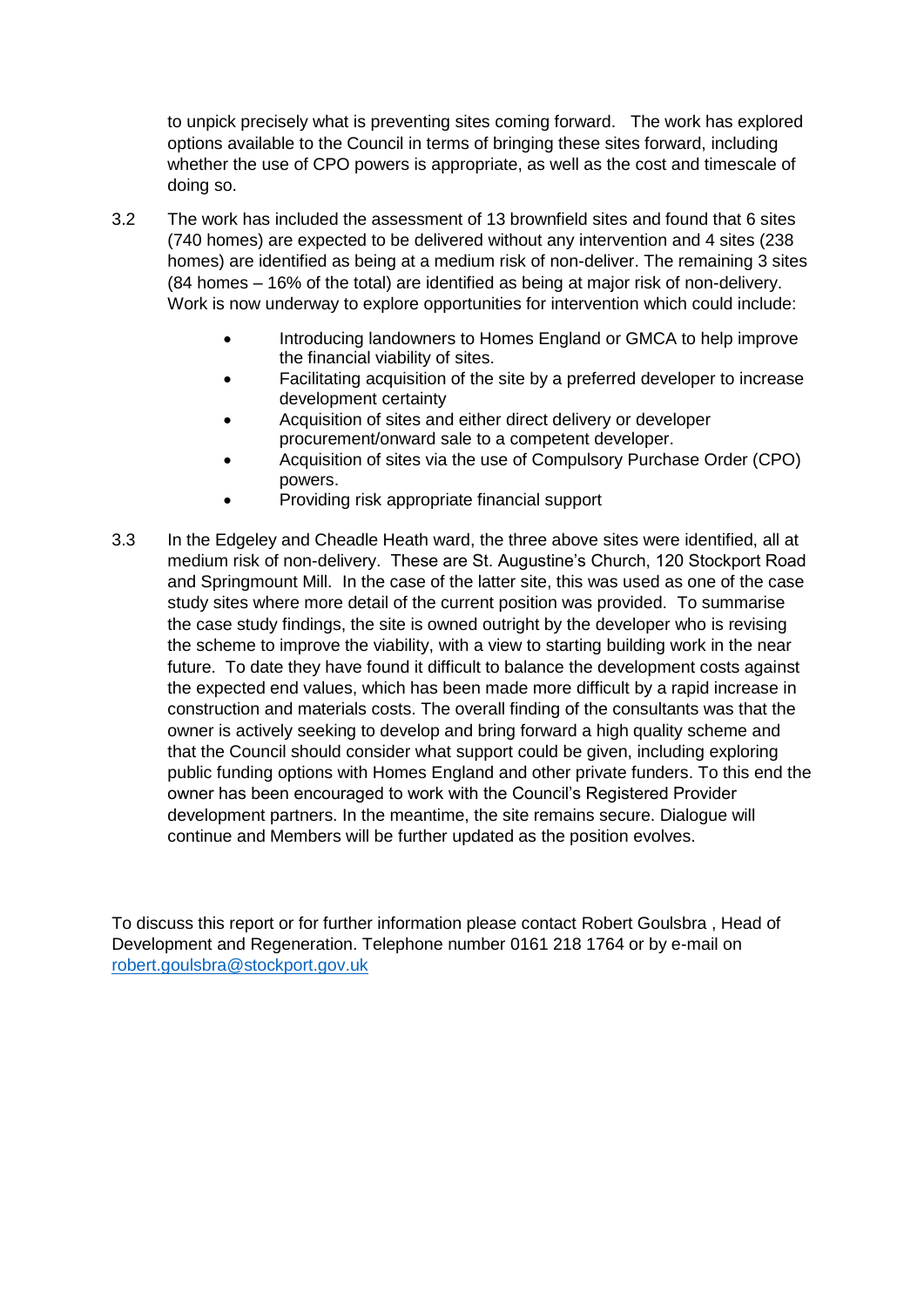to unpick precisely what is preventing sites coming forward. The work has explored options available to the Council in terms of bringing these sites forward, including whether the use of CPO powers is appropriate, as well as the cost and timescale of doing so.

3.2 The work has included the assessment of 13 brownfield sites and found that 6 sites (740 homes) are expected to be delivered without any intervention and 4 sites (238 homes) are identified as being at a medium risk of non-deliver. The remaining 3 sites (84 homes – 16% of the total) are identified as being at major risk of non-delivery. Work is now underway to explore opportunities for intervention which could include:

- Introducing landowners to Homes England or GMCA to help improve the financial viability of sites.
- Facilitating acquisition of the site by a preferred developer to increase development certainty
- Acquisition of sites and either direct delivery or developer procurement/onward sale to a competent developer.
- Acquisition of sites via the use of Compulsory Purchase Order (CPO) powers.
- Providing risk appropriate financial support

3.3 In the Edgeley and Cheadle Heath ward, the three above sites were identified, all at medium risk of non-delivery. These are St. Augustine's Church, 120 Stockport Road and Springmount Mill. In the case of the latter site, this was used as one of the case study sites where more detail of the current position was provided. To summarise the case study findings, the site is owned outright by the developer who is revising the scheme to improve the viability, with a view to starting building work in the near future. To date they have found it difficult to balance the development costs against the expected end values, which has been made more difficult by a rapid increase in construction and materials costs. The overall finding of the consultants was that the owner is actively seeking to develop and bring forward a high quality scheme and that the Council should consider what support could be given, including exploring public funding options with Homes England and other private funders. To this end the owner has been encouraged to work with the Council's Registered Provider development partners. In the meantime, the site remains secure. Dialogue will continue and Members will be further updated as the position evolves.

To discuss this report or for further information please contact Robert Goulsbra , Head of Development and Regeneration. Telephone number 0161 218 1764 or by e-mail on robert.goulsbra@stockport.gov.uk